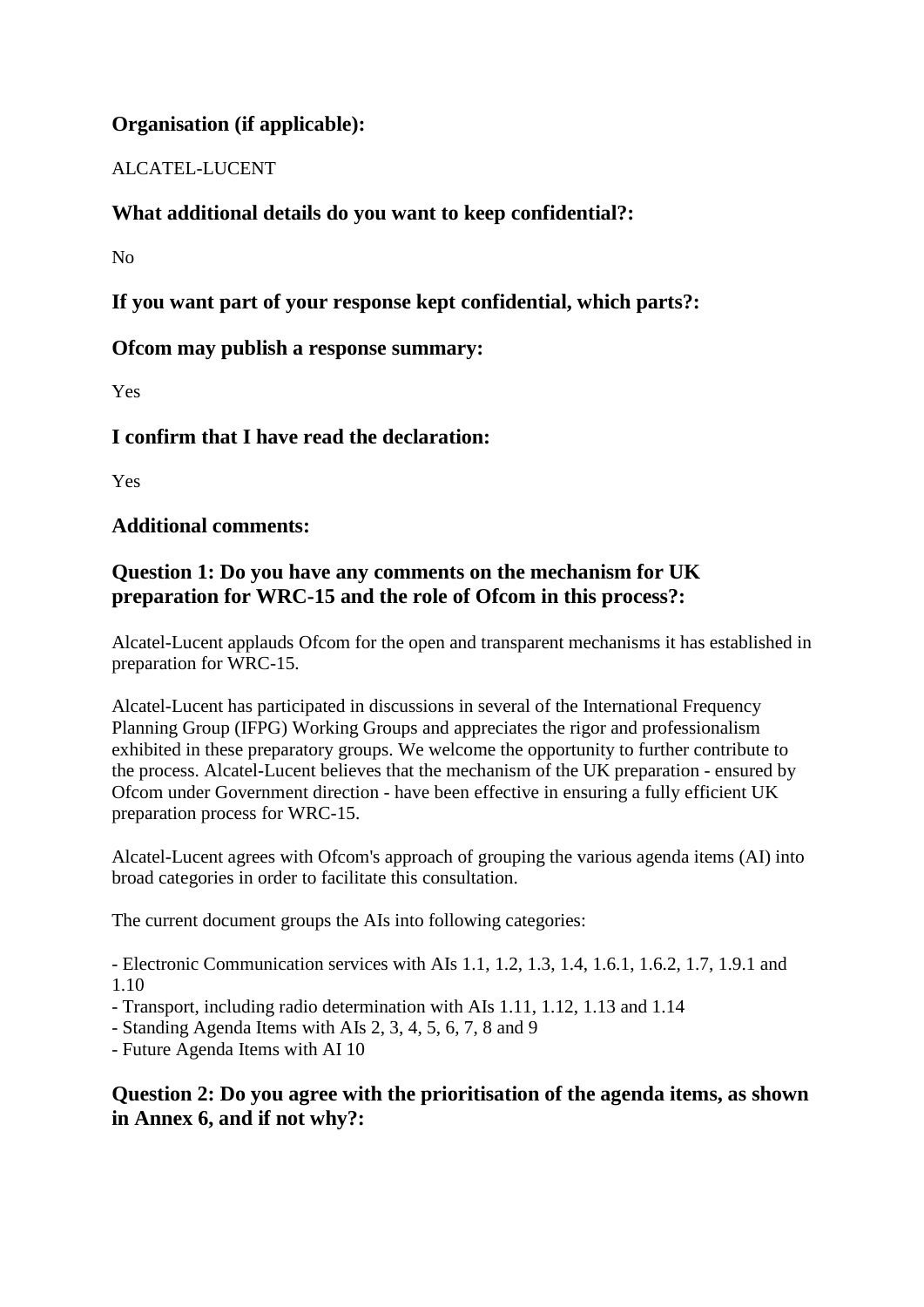## Organisation (if applicable):

ALCATEL-LUCENT

## What additional details do you want to keep confidential?:

No

## If you want part of your response kept confidential, which parts?:

## Ofcom may publish a response summary:

Yes

## I confirm that I have read the declaration:

Yes

## Additional comments:

## Question 1: Do you have any comments on the mechanism for UK preparation for WRC-15 and the role of Ofcom in this process?:

Alcatel-Lucent applauds Ofcom for the open and transparent mechanisms it has established in preparation for WRC-15.

Alcatel-Lucent has participated in discussions in several of the International Frequency Planning Group (IFPG) Working Groups and appreciates the rigor and professionalism exhibited in these preparatory groups. We welcome the opportunity to further contribute to the process. Alcatel-Lucent believes that the mechanism of the UK preparation - ensured by Ofcom under Government direction - have been effective in ensuring a fully efficient UK preparation process for WRC-15.

Alcatel-Lucent agrees with Ofcom's approach of grouping the various agenda items (AI) into broad categories in order to facilitate this consultation.

The current document groups the AIs into following categories:

- Electronic Communication services with AIs 1.1, 1.2, 1.3, 1.4, 1.6.1, 1.6.2, 1.7, 1.9.1 and 1.10
- Transport, including radio determination with AIs 1.11, 1.12, 1.13 and 1.14
- Standing Agenda Items with AIs 2, 3, 4, 5, 6, 7, 8 and 9
- Future Agenda Items with AI 10

## Question 2: Do you agree with the prioritisation of the agenda items, as shown in Annex 6, and if not why?: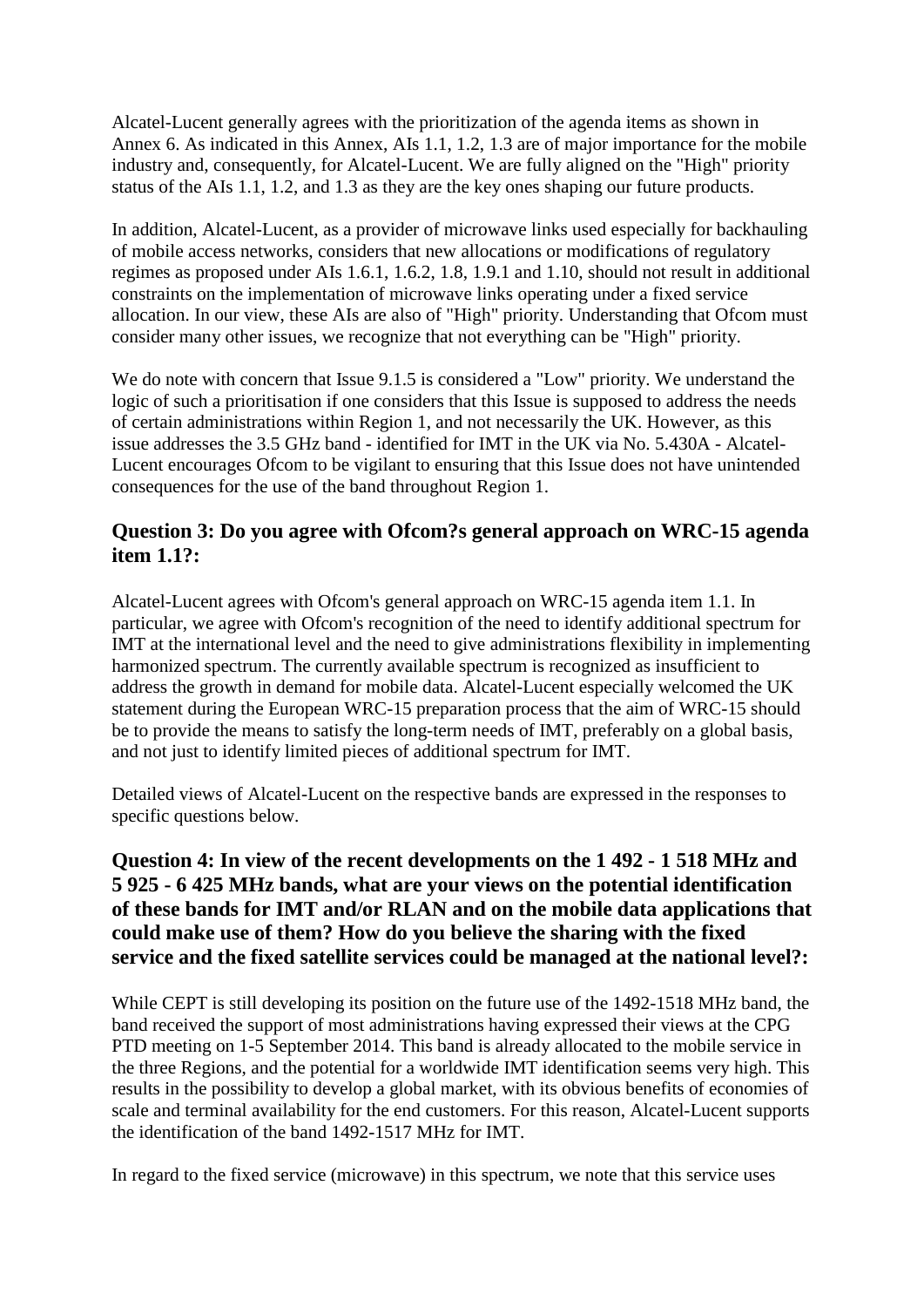Alcatel-Lucent generally agrees with the prioritization of the agenda items as shown in Annex 6. As indicated in this Annex, AIs 1.1, 1.2, 1.3 are of major importance for the mobile industry and, consequently, for Alcatel-Lucent. We are fully aligned on the "High" priority status of the AIs 1.1, 1.2, and 1.3 as they are the key ones shaping our future products.

In addition, Alcatel-Lucent, as a provider of microwave links used especially for backhauling of mobile access networks, considers that new allocations or modifications of regulatory regimes as proposed under AIs 1.6.1, 1.6.2, 1.8, 1.9.1 and 1.10, should not result in additional constraints on the implementation of microwave links operating under a fixed service allocation. In our view, these AIs are also of "High" priority. Understanding that Ofcom must consider many other issues, we recognize that not everything can be "High" priority.

We do note with concern that Issue 9.1.5 is considered a "Low" priority. We understand the logic of such a prioritisation if one considers that this Issue is supposed to address the needs of certain administrations within Region 1, and not necessarily the UK. However, as this issue addresses the 3.5 GHz band - identified for IMT in the UK via No. 5.430A - Alcatel-Lucent encourages Ofcom to be vigilant to ensuring that this Issue does not have unintended consequences for the use of the band throughout Region 1.

### Question 3: Do you agree with Ofcom?s general approach on WRC-15 agenda item 1.1?:

Alcatel-Lucent agrees with Ofcom's general approach on WRC-15 agenda item 1.1. In particular, we agree with Ofcom's recognition of the need to identify additional spectrum for IMT at the international level and the need to give administrations flexibility in implementing harmonized spectrum. The currently available spectrum is recognized as insufficient to address the growth in demand for mobile data. Alcatel-Lucent especially welcomed the UK statement during the European WRC-15 preparation process that the aim of WRC-15 should be to provide the means to satisfy the long-term needs of IMT, preferably on a global basis, and not just to identify limited pieces of additional spectrum for IMT.

Detailed views of Alcatel-Lucent on the respective bands are expressed in the responses to specific questions below.

### Question 4: In view of the recent developments on the 1 492 - 1 518 MHz and 5 925 - 6 425 MHz bands, what are your views on the potential identification of these bands for IMT and/or RLAN and on the mobile data applications that could make use of them? How do you believe the sharing with the fixed service and the fixed satellite services could be managed at the national level?:

While CEPT is still developing its position on the future use of the 1492-1518 MHz band, the band received the support of most administrations having expressed their views at the CPG PTD meeting on 1-5 September 2014. This band is already allocated to the mobile service in the three Regions, and the potential for a worldwide IMT identification seems very high. This results in the possibility to develop a global market, with its obvious benefits of economies of scale and terminal availability for the end customers. For this reason, Alcatel-Lucent supports the identification of the band 1492-1517 MHz for IMT.

In regard to the fixed service (microwave) in this spectrum, we note that this service uses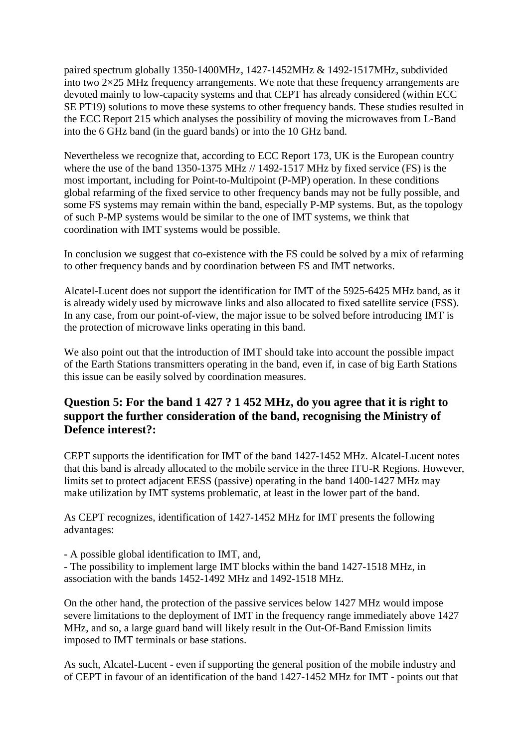paired spectrum globally 1350-1400MHz, 1427-1452MHz & 1492-1517MHz, subdivided into two 2×25 MHz frequency arrangements. We note that these frequency arrangements are devoted mainly to low-capacity systems and that CEPT has already considered (within ECC SE PT19) solutions to move these systems to other frequency bands. These studies resulted in the ECC Report 215 which analyses the possibility of moving the microwaves from L-Band into the 6 GHz band (in the guard bands) or into the 10 GHz band.

Nevertheless we recognize that, according to ECC Report 173, UK is the European country where the use of the band 1350-1375 MHz // 1492-1517 MHz by fixed service (FS) is the most important, including for Point-to-Multipoint (P-MP) operation. In these conditions global refarming of the fixed service to other frequency bands may not be fully possible, and some FS systems may remain within the band, especially P-MP systems. But, as the topology of such P-MP systems would be similar to the one of IMT systems, we think that coordination with IMT systems would be possible.

In conclusion we suggest that co-existence with the FS could be solved by a mix of refarming to other frequency bands and by coordination between FS and IMT networks.

Alcatel-Lucent does not support the identification for IMT of the 5925-6425 MHz band, as it is already widely used by microwave links and also allocated to fixed satellite service (FSS). In any case, from our point-of-view, the major issue to be solved before introducing IMT is the protection of microwave links operating in this band.

We also point out that the introduction of IMT should take into account the possible impact of the Earth Stations transmitters operating in the band, even if, in case of big Earth Stations this issue can be easily solved by coordination measures.

### Question 5: For the band 1 427 ? 1 452 MHz, do you agree that it is right to support the further consideration of the band, recognising the Ministry of Defence interest?:

CEPT supports the identification for IMT of the band 1427-1452 MHz. Alcatel-Lucent notes that this band is already allocated to the mobile service in the three ITU-R Regions. However, limits set to protect adjacent EESS (passive) operating in the band 1400-1427 MHz may make utilization by IMT systems problematic, at least in the lower part of the band.

As CEPT recognizes, identification of 1427-1452 MHz for IMT presents the following advantages:

- A possible global identification to IMT, and,
- The possibility to implement large IMT blocks within the band 1427-1518 MHz, in association with the bands 1452-1492 MHz and 1492-1518 MHz.

On the other hand, the protection of the passive services below 1427 MHz would impose severe limitations to the deployment of IMT in the frequency range immediately above 1427 MHz, and so, a large guard band will likely result in the Out-Of-Band Emission limits imposed to IMT terminals or base stations.

As such, Alcatel-Lucent - even if supporting the general position of the mobile industry and of CEPT in favour of an identification of the band 1427-1452 MHz for IMT - points out that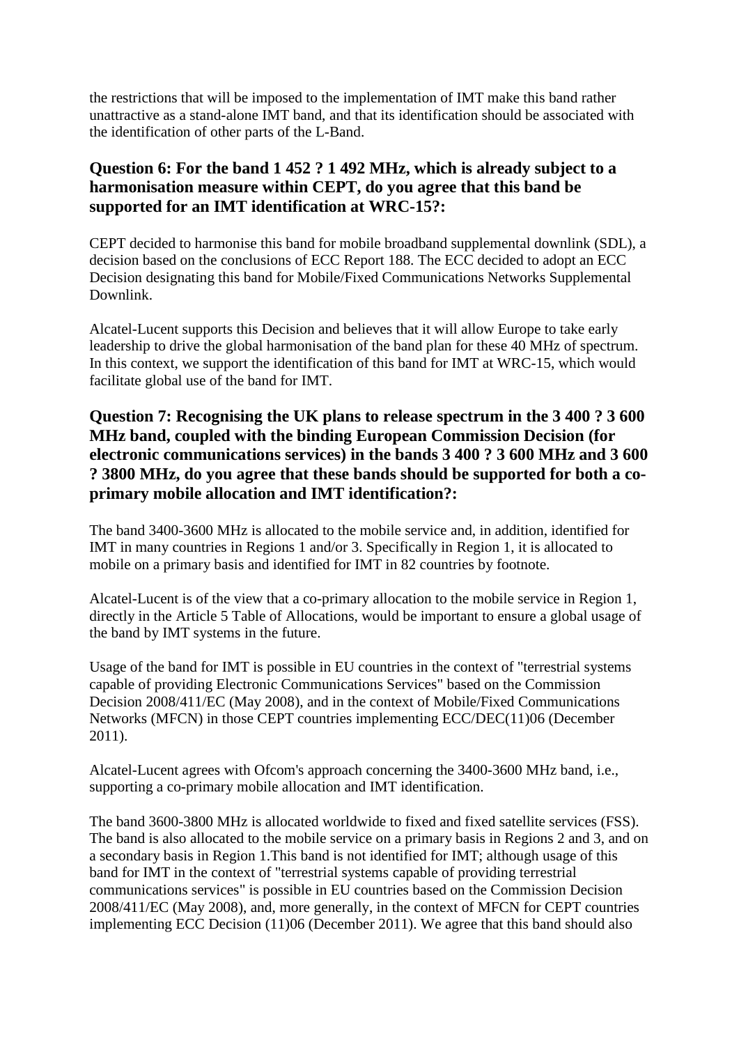the restrictions that will be imposed to the implementation of IMT make this band rather unattractive as a stand-alone IMT band, and that its identification should be associated with the identification of other parts of the L-Band.

### Question 6: For the band 1 452 ? 1 492 MHz, which is already subject to a harmonisation measure within CEPT, do you agree that this band be supported for an IMT identification at WRC-15?:

CEPT decided to harmonise this band for mobile broadband supplemental downlink (SDL), a decision based on the conclusions of ECC Report 188. The ECC decided to adopt an ECC Decision designating this band for Mobile/Fixed Communications Networks Supplemental Downlink.

Alcatel-Lucent supports this Decision and believes that it will allow Europe to take early leadership to drive the global harmonisation of the band plan for these 40 MHz of spectrum. In this context, we support the identification of this band for IMT at WRC-15, which would facilitate global use of the band for IMT.

### Question 7: Recognising the UK plans to release spectrum in the 3 400 ? 3 600 MHz band, coupled with the binding European Commission Decision (for electronic communications services) in the bands 3 400 ? 3 600 MHz and 3 600 ? 3800 MHz, do you agree that these bands should be supported for both a co-primary mobile allocation and IMT identification?:

The band 3400-3600 MHz is allocated to the mobile service and, in addition, identified for IMT in many countries in Regions 1 and/or 3. Specifically in Region 1, it is allocated to mobile on a primary basis and identified for IMT in 82 countries by footnote.

Alcatel-Lucent is of the view that a co-primary allocation to the mobile service in Region 1, directly in the Article 5 Table of Allocations, would be important to ensure a global usage of the band by IMT systems in the future.

Usage of the band for IMT is possible in EU countries in the context of "terrestrial systems capable of providing Electronic Communications Services" based on the Commission Decision 2008/411/EC (May 2008), and in the context of Mobile/Fixed Communications Networks (MFCN) in those CEPT countries implementing ECC/DEC(11)06 (December 2011).

Alcatel-Lucent agrees with Ofcom's approach concerning the 3400-3600 MHz band, i.e., supporting a co-primary mobile allocation and IMT identification.

The band 3600-3800 MHz is allocated worldwide to fixed and fixed satellite services (FSS). The band is also allocated to the mobile service on a primary basis in Regions 2 and 3, and on a secondary basis in Region 1.This band is not identified for IMT; although usage of this band for IMT in the context of "terrestrial systems capable of providing terrestrial communications services" is possible in EU countries based on the Commission Decision 2008/411/EC (May 2008), and, more generally, in the context of MFCN for CEPT countries implementing ECC Decision (11)06 (December 2011). We agree that this band should also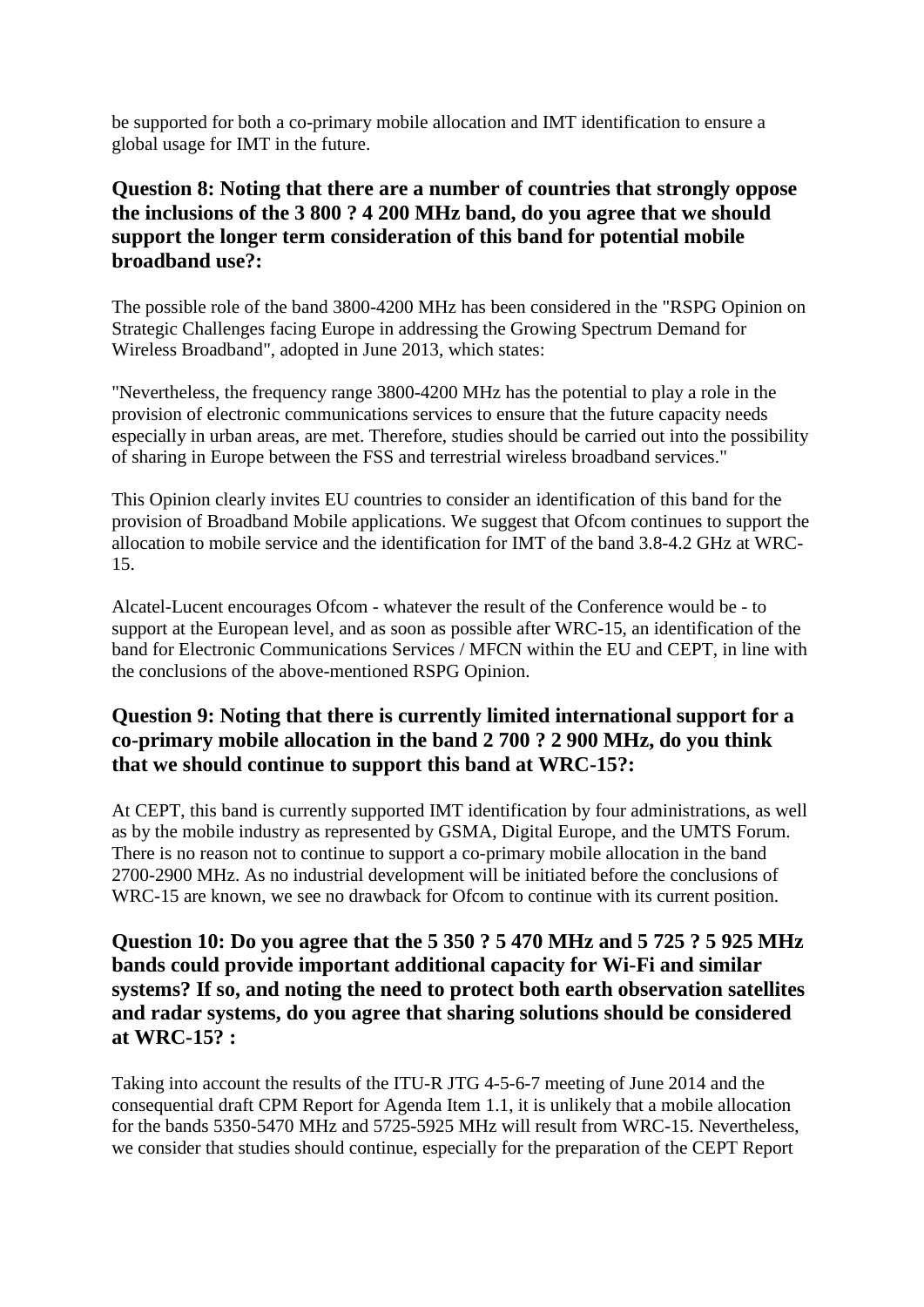be supported for both a co-primary mobile allocation and IMT identification to ensure a global usage for IMT in the future.

### Question 8: Noting that there are a number of countries that strongly oppose the inclusions of the 3 800 ? 4 200 MHz band, do you agree that we should support the longer term consideration of this band for potential mobile broadband use?:

The possible role of the band 3800-4200 MHz has been considered in the "RSPG Opinion on Strategic Challenges facing Europe in addressing the Growing Spectrum Demand for Wireless Broadband", adopted in June 2013, which states:

"Nevertheless, the frequency range 3800-4200 MHz has the potential to play a role in the provision of electronic communications services to ensure that the future capacity needs especially in urban areas, are met. Therefore, studies should be carried out into the possibility of sharing in Europe between the FSS and terrestrial wireless broadband services."

This Opinion clearly invites EU countries to consider an identification of this band for the provision of Broadband Mobile applications. We suggest that Ofcom continues to support the allocation to mobile service and the identification for IMT of the band 3.8-4.2 GHz at WRC-15.

Alcatel-Lucent encourages Ofcom - whatever the result of the Conference would be - to support at the European level, and as soon as possible after WRC-15, an identification of the band for Electronic Communications Services / MFCN within the EU and CEPT, in line with the conclusions of the above-mentioned RSPG Opinion.

### Question 9: Noting that there is currently limited international support for a co-primary mobile allocation in the band 2 700 ? 2 900 MHz, do you think that we should continue to support this band at WRC-15?:

At CEPT, this band is currently supported IMT identification by four administrations, as well as by the mobile industry as represented by GSMA, Digital Europe, and the UMTS Forum. There is no reason not to continue to support a co-primary mobile allocation in the band 2700-2900 MHz. As no industrial development will be initiated before the conclusions of WRC-15 are known, we see no drawback for Ofcom to continue with its current position.

### Question 10: Do you agree that the 5 350 ? 5 470 MHz and 5 725 ? 5 925 MHz bands could provide important additional capacity for Wi-Fi and similar systems? If so, and noting the need to protect both earth observation satellites and radar systems, do you agree that sharing solutions should be considered at WRC-15? :

Taking into account the results of the ITU-R JTG 4-5-6-7 meeting of June 2014 and the consequential draft CPM Report for Agenda Item 1.1, it is unlikely that a mobile allocation for the bands 5350-5470 MHz and 5725-5925 MHz will result from WRC-15. Nevertheless, we consider that studies should continue, especially for the preparation of the CEPT Report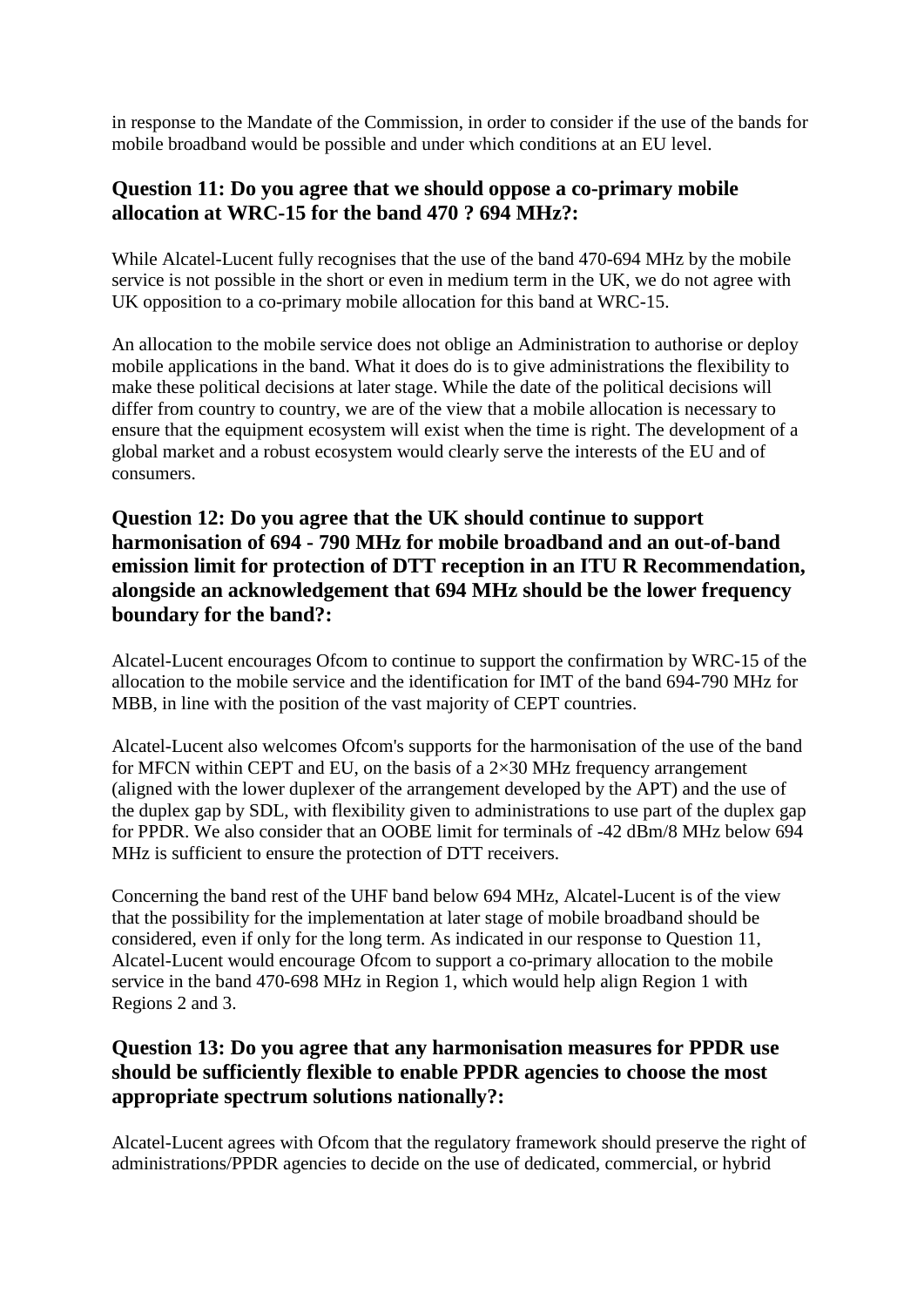in response to the Mandate of the Commission, in order to consider if the use of the bands for mobile broadband would be possible and under which conditions at an EU level.

## Question 11: Do you agree that we should oppose a co-primary mobile allocation at WRC-15 for the band 470 ? 694 MHz?:

While Alcatel-Lucent fully recognises that the use of the band 470-694 MHz by the mobile service is not possible in the short or even in medium term in the UK, we do not agree with UK opposition to a co-primary mobile allocation for this band at WRC-15.

An allocation to the mobile service does not oblige an Administration to authorise or deploy mobile applications in the band. What it does do is to give administrations the flexibility to make these political decisions at later stage. While the date of the political decisions will differ from country to country, we are of the view that a mobile allocation is necessary to ensure that the equipment ecosystem will exist when the time is right. The development of a global market and a robust ecosystem would clearly serve the interests of the EU and of consumers.

## Question 12: Do you agree that the UK should continue to support harmonisation of 694 - 790 MHz for mobile broadband and an out-of-band emission limit for protection of DTT reception in an ITU R Recommendation, alongside an acknowledgement that 694 MHz should be the lower frequency boundary for the band?:

Alcatel-Lucent encourages Ofcom to continue to support the confirmation by WRC-15 of the allocation to the mobile service and the identification for IMT of the band 694-790 MHz for MBB, in line with the position of the vast majority of CEPT countries.

Alcatel-Lucent also welcomes Ofcom's supports for the harmonisation of the use of the band for MFCN within CEPT and EU, on the basis of a 2×30 MHz frequency arrangement (aligned with the lower duplexer of the arrangement developed by the APT) and the use of the duplex gap by SDL, with flexibility given to administrations to use part of the duplex gap for PPDR. We also consider that an OOBE limit for terminals of -42 dBm/8 MHz below 694 MHz is sufficient to ensure the protection of DTT receivers.

Concerning the band rest of the UHF band below 694 MHz, Alcatel-Lucent is of the view that the possibility for the implementation at later stage of mobile broadband should be considered, even if only for the long term. As indicated in our response to Question 11, Alcatel-Lucent would encourage Ofcom to support a co-primary allocation to the mobile service in the band 470-698 MHz in Region 1, which would help align Region 1 with Regions 2 and 3.

## Question 13: Do you agree that any harmonisation measures for PPDR use should be sufficiently flexible to enable PPDR agencies to choose the most appropriate spectrum solutions nationally?:

Alcatel-Lucent agrees with Ofcom that the regulatory framework should preserve the right of administrations/PPDR agencies to decide on the use of dedicated, commercial, or hybrid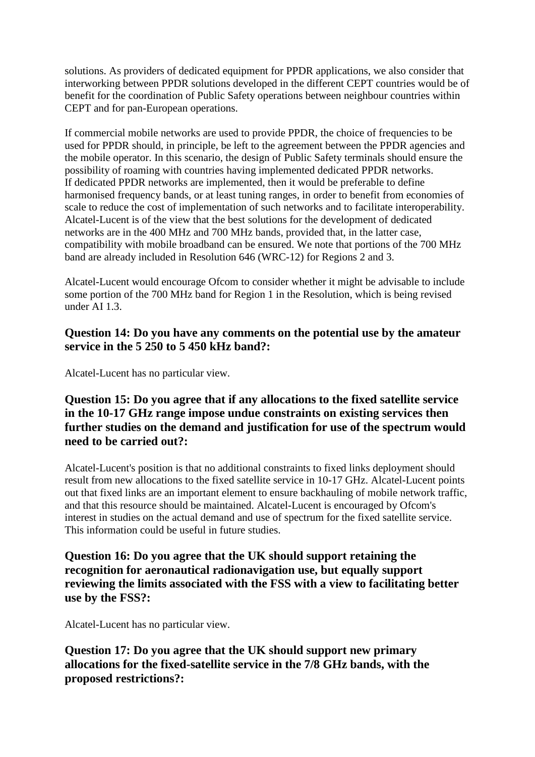solutions. As providers of dedicated equipment for PPDR applications, we also consider that interworking between PPDR solutions developed in the different CEPT countries would be of benefit for the coordination of Public Safety operations between neighbour countries within CEPT and for pan-European operations.

If commercial mobile networks are used to provide PPDR, the choice of frequencies to be used for PPDR should, in principle, be left to the agreement between the PPDR agencies and the mobile operator. In this scenario, the design of Public Safety terminals should ensure the possibility of roaming with countries having implemented dedicated PPDR networks.
If dedicated PPDR networks are implemented, then it would be preferable to define harmonised frequency bands, or at least tuning ranges, in order to benefit from economies of scale to reduce the cost of implementation of such networks and to facilitate interoperability. Alcatel-Lucent is of the view that the best solutions for the development of dedicated networks are in the 400 MHz and 700 MHz bands, provided that, in the latter case, compatibility with mobile broadband can be ensured. We note that portions of the 700 MHz band are already included in Resolution 646 (WRC-12) for Regions 2 and 3.

Alcatel-Lucent would encourage Ofcom to consider whether it might be advisable to include some portion of the 700 MHz band for Region 1 in the Resolution, which is being revised under AI 1.3.

### Question 14: Do you have any comments on the potential use by the amateur service in the 5 250 to 5 450 kHz band?:

Alcatel-Lucent has no particular view.

### Question 15: Do you agree that if any allocations to the fixed satellite service in the 10-17 GHz range impose undue constraints on existing services then further studies on the demand and justification for use of the spectrum would need to be carried out?:

Alcatel-Lucent's position is that no additional constraints to fixed links deployment should result from new allocations to the fixed satellite service in 10-17 GHz. Alcatel-Lucent points out that fixed links are an important element to ensure backhauling of mobile network traffic, and that this resource should be maintained. Alcatel-Lucent is encouraged by Ofcom's interest in studies on the actual demand and use of spectrum for the fixed satellite service. This information could be useful in future studies.

### Question 16: Do you agree that the UK should support retaining the recognition for aeronautical radionavigation use, but equally support reviewing the limits associated with the FSS with a view to facilitating better use by the FSS?:

Alcatel-Lucent has no particular view.

### Question 17: Do you agree that the UK should support new primary allocations for the fixed-satellite service in the 7/8 GHz bands, with the proposed restrictions?: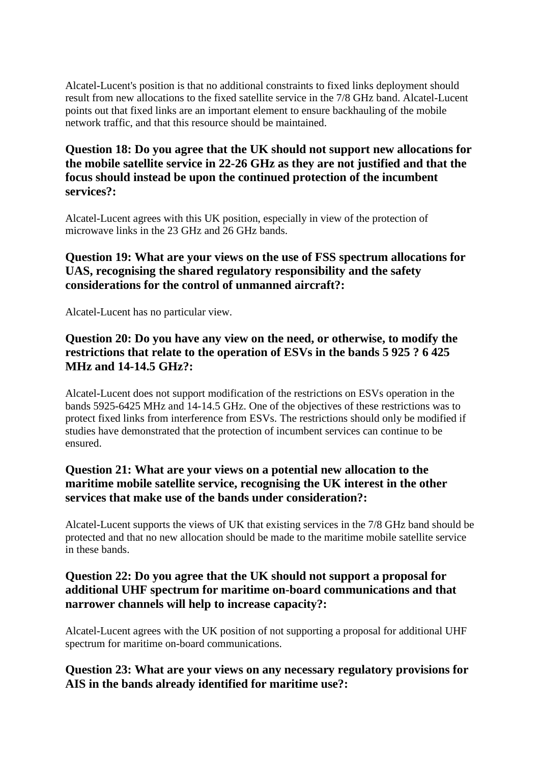Alcatel-Lucent's position is that no additional constraints to fixed links deployment should result from new allocations to the fixed satellite service in the 7/8 GHz band. Alcatel-Lucent points out that fixed links are an important element to ensure backhauling of the mobile network traffic, and that this resource should be maintained.

### Question 18: Do you agree that the UK should not support new allocations for the mobile satellite service in 22-26 GHz as they are not justified and that the focus should instead be upon the continued protection of the incumbent services?:

Alcatel-Lucent agrees with this UK position, especially in view of the protection of microwave links in the 23 GHz and 26 GHz bands.

### Question 19: What are your views on the use of FSS spectrum allocations for UAS, recognising the shared regulatory responsibility and the safety considerations for the control of unmanned aircraft?:

Alcatel-Lucent has no particular view.

### Question 20: Do you have any view on the need, or otherwise, to modify the restrictions that relate to the operation of ESVs in the bands 5 925 ? 6 425 MHz and 14-14.5 GHz?:

Alcatel-Lucent does not support modification of the restrictions on ESVs operation in the bands 5925-6425 MHz and 14-14.5 GHz. One of the objectives of these restrictions was to protect fixed links from interference from ESVs. The restrictions should only be modified if studies have demonstrated that the protection of incumbent services can continue to be ensured.

### Question 21: What are your views on a potential new allocation to the maritime mobile satellite service, recognising the UK interest in the other services that make use of the bands under consideration?:

Alcatel-Lucent supports the views of UK that existing services in the 7/8 GHz band should be protected and that no new allocation should be made to the maritime mobile satellite service in these bands.

### Question 22: Do you agree that the UK should not support a proposal for additional UHF spectrum for maritime on-board communications and that narrower channels will help to increase capacity?:

Alcatel-Lucent agrees with the UK position of not supporting a proposal for additional UHF spectrum for maritime on-board communications.

### Question 23: What are your views on any necessary regulatory provisions for AIS in the bands already identified for maritime use?: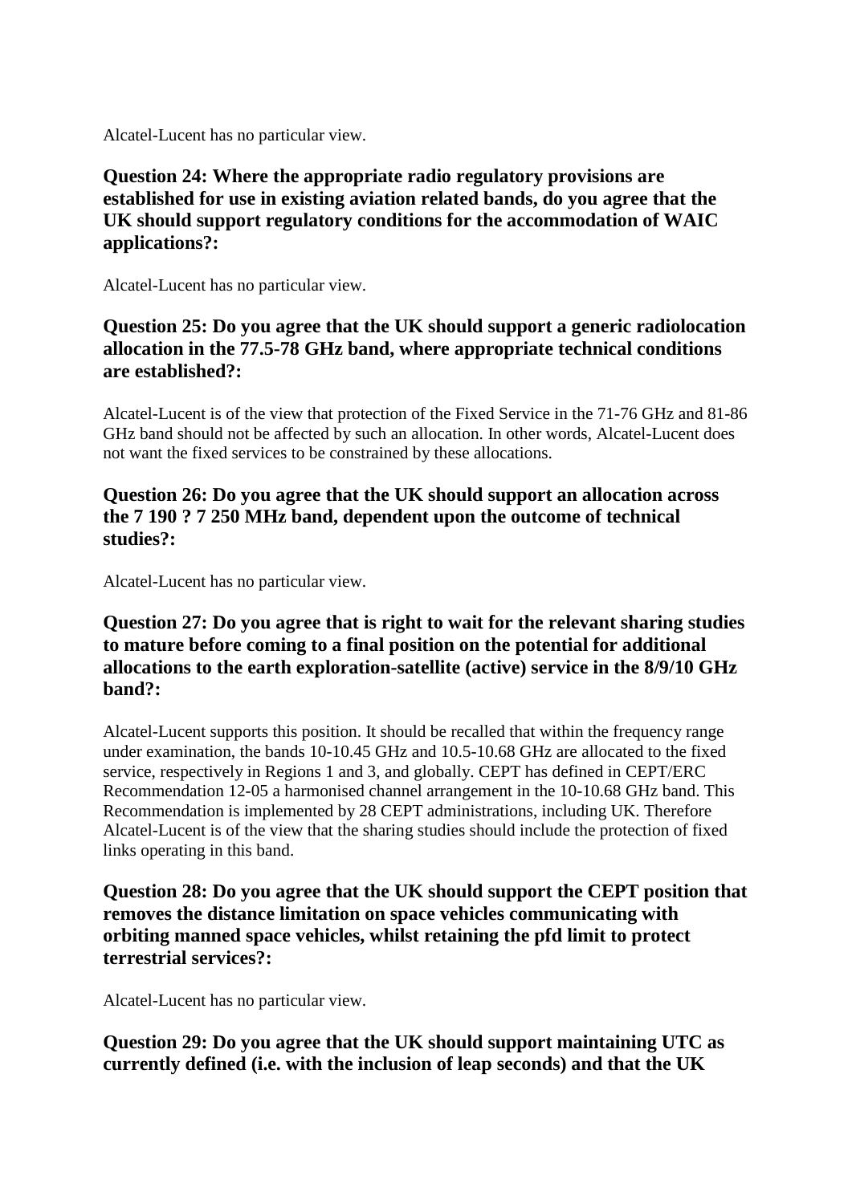Alcatel-Lucent has no particular view.

**Question 24: Where the appropriate radio regulatory provisions are established for use in existing aviation related bands, do you agree that the UK should support regulatory conditions for the accommodation of WAIC applications?:**

Alcatel-Lucent has no particular view.

**Question 25: Do you agree that the UK should support a generic radiolocation allocation in the 77.5-78 GHz band, where appropriate technical conditions are established?:**

Alcatel-Lucent is of the view that protection of the Fixed Service in the 71-76 GHz and 81-86 GHz band should not be affected by such an allocation. In other words, Alcatel-Lucent does not want the fixed services to be constrained by these allocations.

**Question 26: Do you agree that the UK should support an allocation across the 7 190 ? 7 250 MHz band, dependent upon the outcome of technical studies?:**

Alcatel-Lucent has no particular view.

**Question 27: Do you agree that is right to wait for the relevant sharing studies to mature before coming to a final position on the potential for additional allocations to the earth exploration-satellite (active) service in the 8/9/10 GHz band?:**

Alcatel-Lucent supports this position. It should be recalled that within the frequency range under examination, the bands 10-10.45 GHz and 10.5-10.68 GHz are allocated to the fixed service, respectively in Regions 1 and 3, and globally. CEPT has defined in CEPT/ERC Recommendation 12-05 a harmonised channel arrangement in the 10-10.68 GHz band. This Recommendation is implemented by 28 CEPT administrations, including UK. Therefore Alcatel-Lucent is of the view that the sharing studies should include the protection of fixed links operating in this band.

**Question 28: Do you agree that the UK should support the CEPT position that removes the distance limitation on space vehicles communicating with orbiting manned space vehicles, whilst retaining the pfd limit to protect terrestrial services?:**

Alcatel-Lucent has no particular view.

**Question 29: Do you agree that the UK should support maintaining UTC as currently defined (i.e. with the inclusion of leap seconds) and that the UK**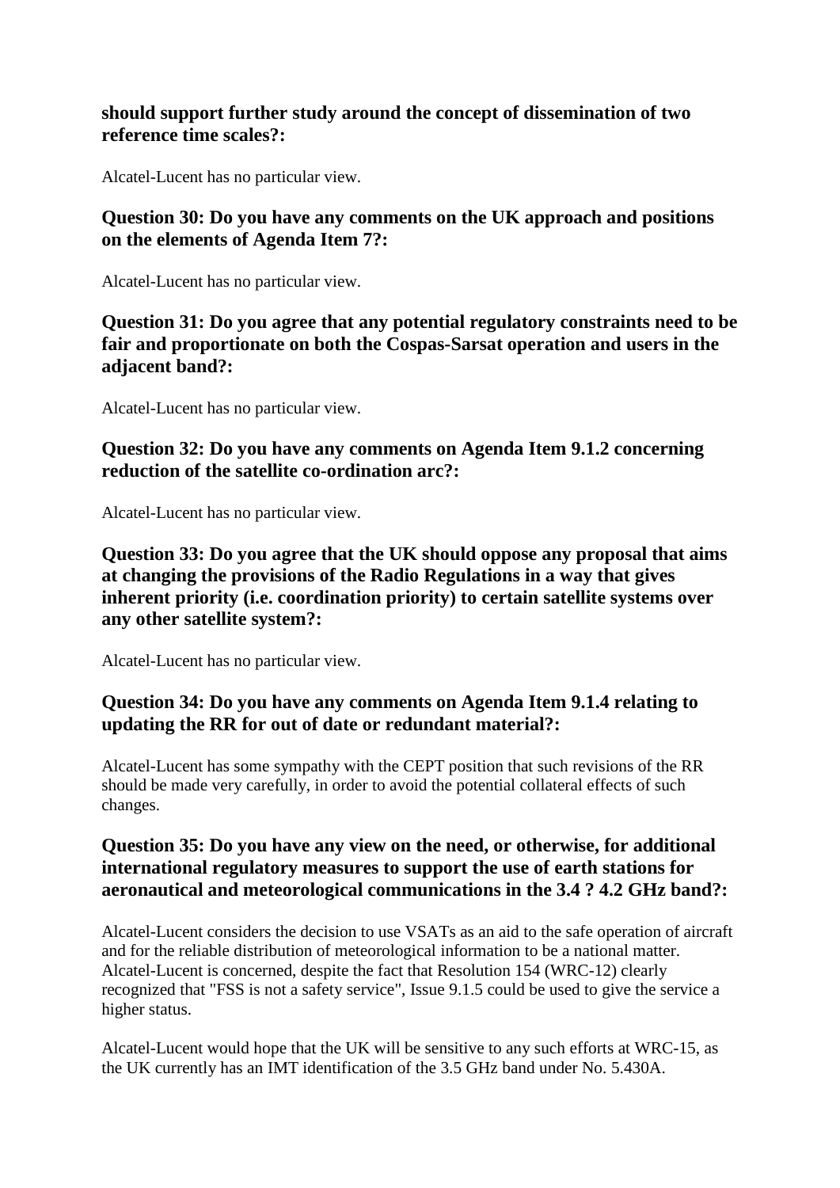**should support further study around the concept of dissemination of two reference time scales?:**

Alcatel-Lucent has no particular view.

### Question 30: Do you have any comments on the UK approach and positions on the elements of Agenda Item 7?:

Alcatel-Lucent has no particular view.

### Question 31: Do you agree that any potential regulatory constraints need to be fair and proportionate on both the Cospas-Sarsat operation and users in the adjacent band?:

Alcatel-Lucent has no particular view.

### Question 32: Do you have any comments on Agenda Item 9.1.2 concerning reduction of the satellite co-ordination arc?:

Alcatel-Lucent has no particular view.

### Question 33: Do you agree that the UK should oppose any proposal that aims at changing the provisions of the Radio Regulations in a way that gives inherent priority (i.e. coordination priority) to certain satellite systems over any other satellite system?:

Alcatel-Lucent has no particular view.

### Question 34: Do you have any comments on Agenda Item 9.1.4 relating to updating the RR for out of date or redundant material?:

Alcatel-Lucent has some sympathy with the CEPT position that such revisions of the RR should be made very carefully, in order to avoid the potential collateral effects of such changes.

### Question 35: Do you have any view on the need, or otherwise, for additional international regulatory measures to support the use of earth stations for aeronautical and meteorological communications in the 3.4 ? 4.2 GHz band?:

Alcatel-Lucent considers the decision to use VSATs as an aid to the safe operation of aircraft and for the reliable distribution of meteorological information to be a national matter. Alcatel-Lucent is concerned, despite the fact that Resolution 154 (WRC-12) clearly recognized that "FSS is not a safety service", Issue 9.1.5 could be used to give the service a higher status.

Alcatel-Lucent would hope that the UK will be sensitive to any such efforts at WRC-15, as the UK currently has an IMT identification of the 3.5 GHz band under No. 5.430A.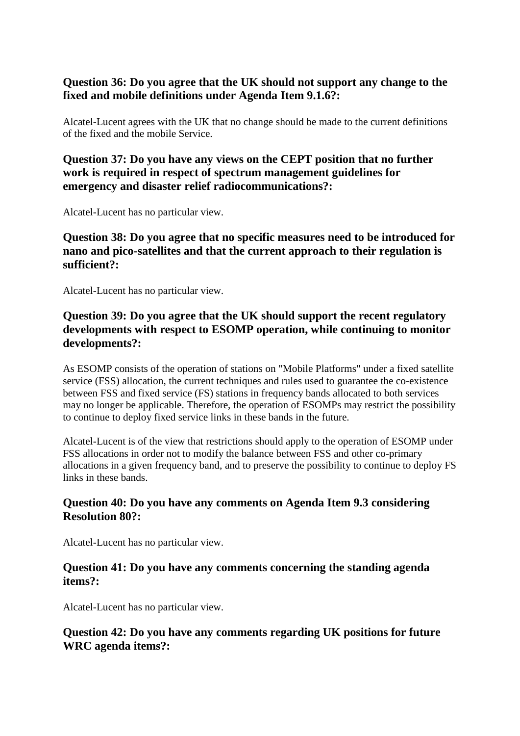### Question 36: Do you agree that the UK should not support any change to the fixed and mobile definitions under Agenda Item 9.1.6?:

Alcatel-Lucent agrees with the UK that no change should be made to the current definitions of the fixed and the mobile Service.

### Question 37: Do you have any views on the CEPT position that no further work is required in respect of spectrum management guidelines for emergency and disaster relief radiocommunications?:

Alcatel-Lucent has no particular view.

### Question 38: Do you agree that no specific measures need to be introduced for nano and pico-satellites and that the current approach to their regulation is sufficient?:

Alcatel-Lucent has no particular view.

### Question 39: Do you agree that the UK should support the recent regulatory developments with respect to ESOMP operation, while continuing to monitor developments?:

As ESOMP consists of the operation of stations on "Mobile Platforms" under a fixed satellite service (FSS) allocation, the current techniques and rules used to guarantee the co-existence between FSS and fixed service (FS) stations in frequency bands allocated to both services may no longer be applicable. Therefore, the operation of ESOMPs may restrict the possibility to continue to deploy fixed service links in these bands in the future.

Alcatel-Lucent is of the view that restrictions should apply to the operation of ESOMP under FSS allocations in order not to modify the balance between FSS and other co-primary allocations in a given frequency band, and to preserve the possibility to continue to deploy FS links in these bands.

### Question 40: Do you have any comments on Agenda Item 9.3 considering Resolution 80?:

Alcatel-Lucent has no particular view.

### Question 41: Do you have any comments concerning the standing agenda items?:

Alcatel-Lucent has no particular view.

### Question 42: Do you have any comments regarding UK positions for future WRC agenda items?: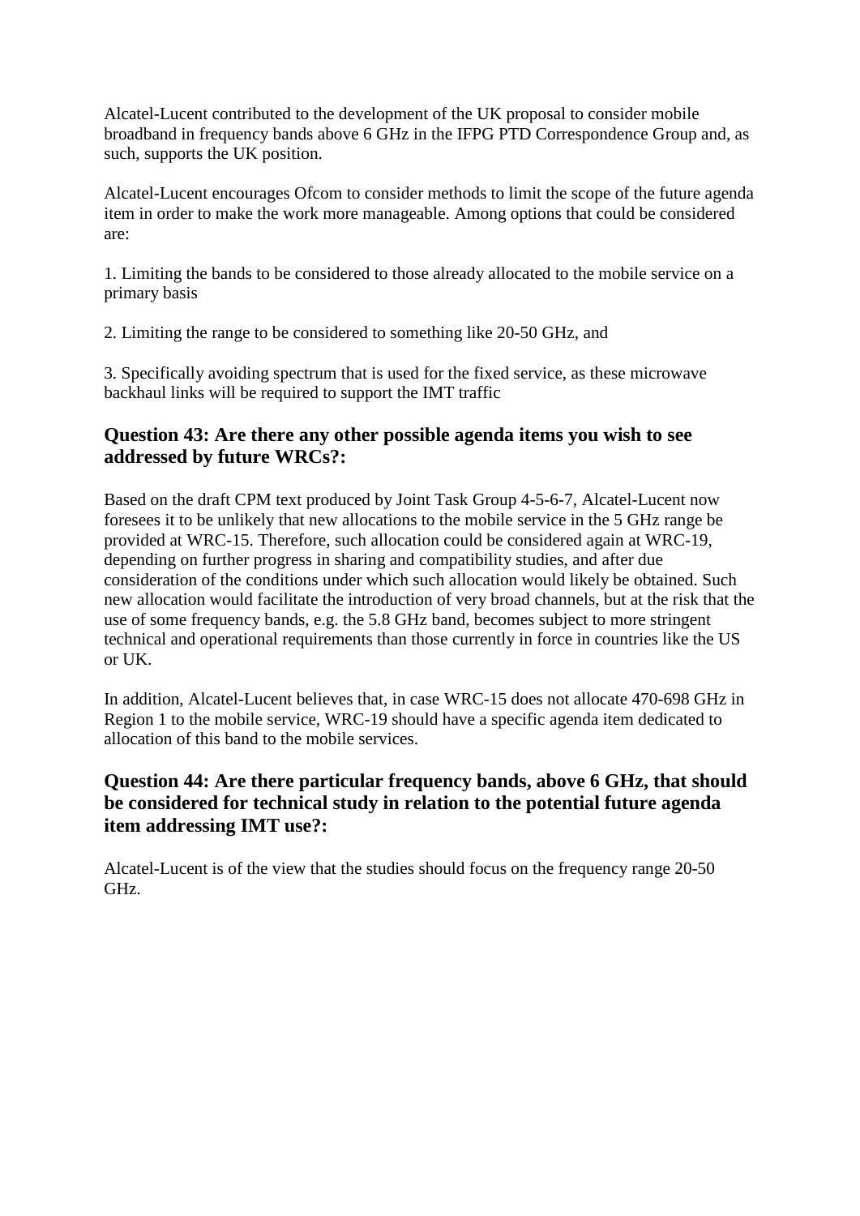Alcatel-Lucent contributed to the development of the UK proposal to consider mobile broadband in frequency bands above 6 GHz in the IFPG PTD Correspondence Group and, as such, supports the UK position.

Alcatel-Lucent encourages Ofcom to consider methods to limit the scope of the future agenda item in order to make the work more manageable. Among options that could be considered are:

1. Limiting the bands to be considered to those already allocated to the mobile service on a primary basis

2. Limiting the range to be considered to something like 20-50 GHz, and

3. Specifically avoiding spectrum that is used for the fixed service, as these microwave backhaul links will be required to support the IMT traffic

### Question 43: Are there any other possible agenda items you wish to see addressed by future WRCs?:

Based on the draft CPM text produced by Joint Task Group 4-5-6-7, Alcatel-Lucent now foresees it to be unlikely that new allocations to the mobile service in the 5 GHz range be provided at WRC-15. Therefore, such allocation could be considered again at WRC-19, depending on further progress in sharing and compatibility studies, and after due consideration of the conditions under which such allocation would likely be obtained. Such new allocation would facilitate the introduction of very broad channels, but at the risk that the use of some frequency bands, e.g. the 5.8 GHz band, becomes subject to more stringent technical and operational requirements than those currently in force in countries like the US or UK.

In addition, Alcatel-Lucent believes that, in case WRC-15 does not allocate 470-698 GHz in Region 1 to the mobile service, WRC-19 should have a specific agenda item dedicated to allocation of this band to the mobile services.

### Question 44: Are there particular frequency bands, above 6 GHz, that should be considered for technical study in relation to the potential future agenda item addressing IMT use?:

Alcatel-Lucent is of the view that the studies should focus on the frequency range 20-50 GHz.